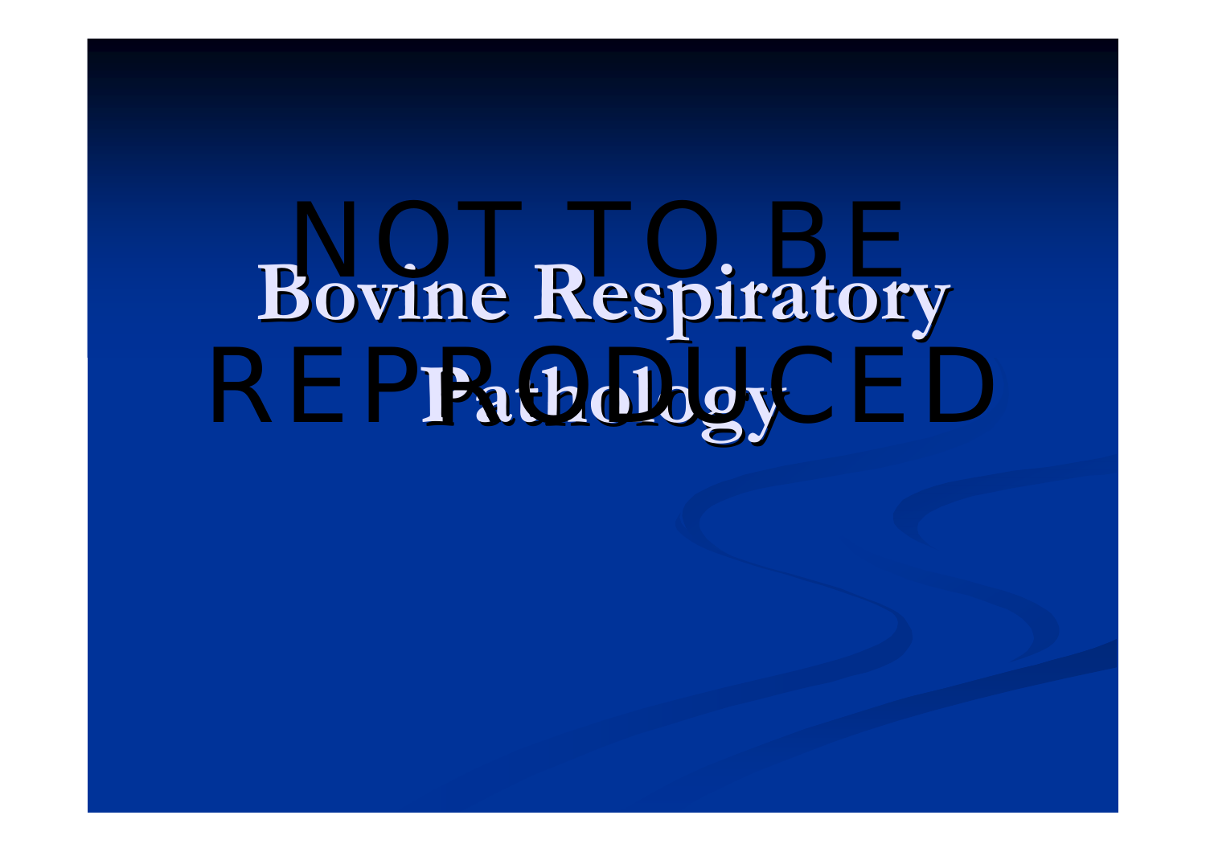# Bovine Respiratory Pathology

NOT TO BE REPRODUCED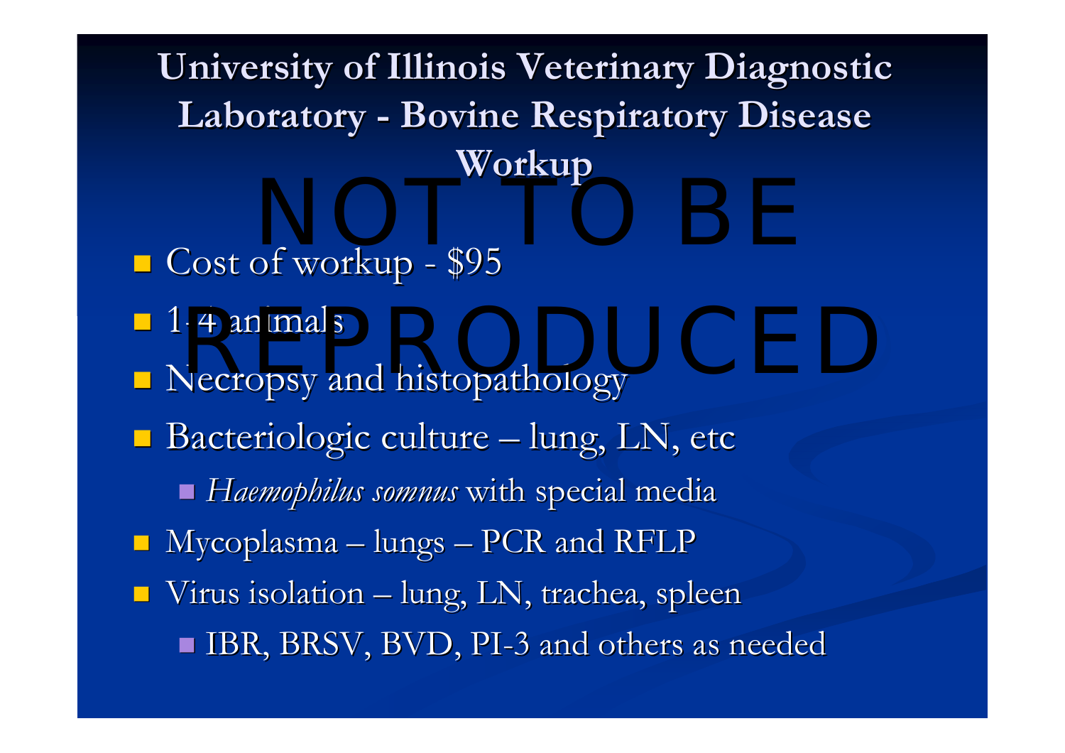# University of Illinois Veterinary Diagnostic Laboratory - Bovine Respiratory Disease Workup

- Cost of workup - $95
- 1-4 animals
- Necropsy and histopathology
- Bacteriologic culture – lung, LN, etc
  - *Haemophilus somnus* with special media
- Mycoplasma – lungs – PCR and RFLP
- Virus isolation – lung, LN, trachea, spleen
  - IBR, BRSV, BVD, PI-3 and others as needed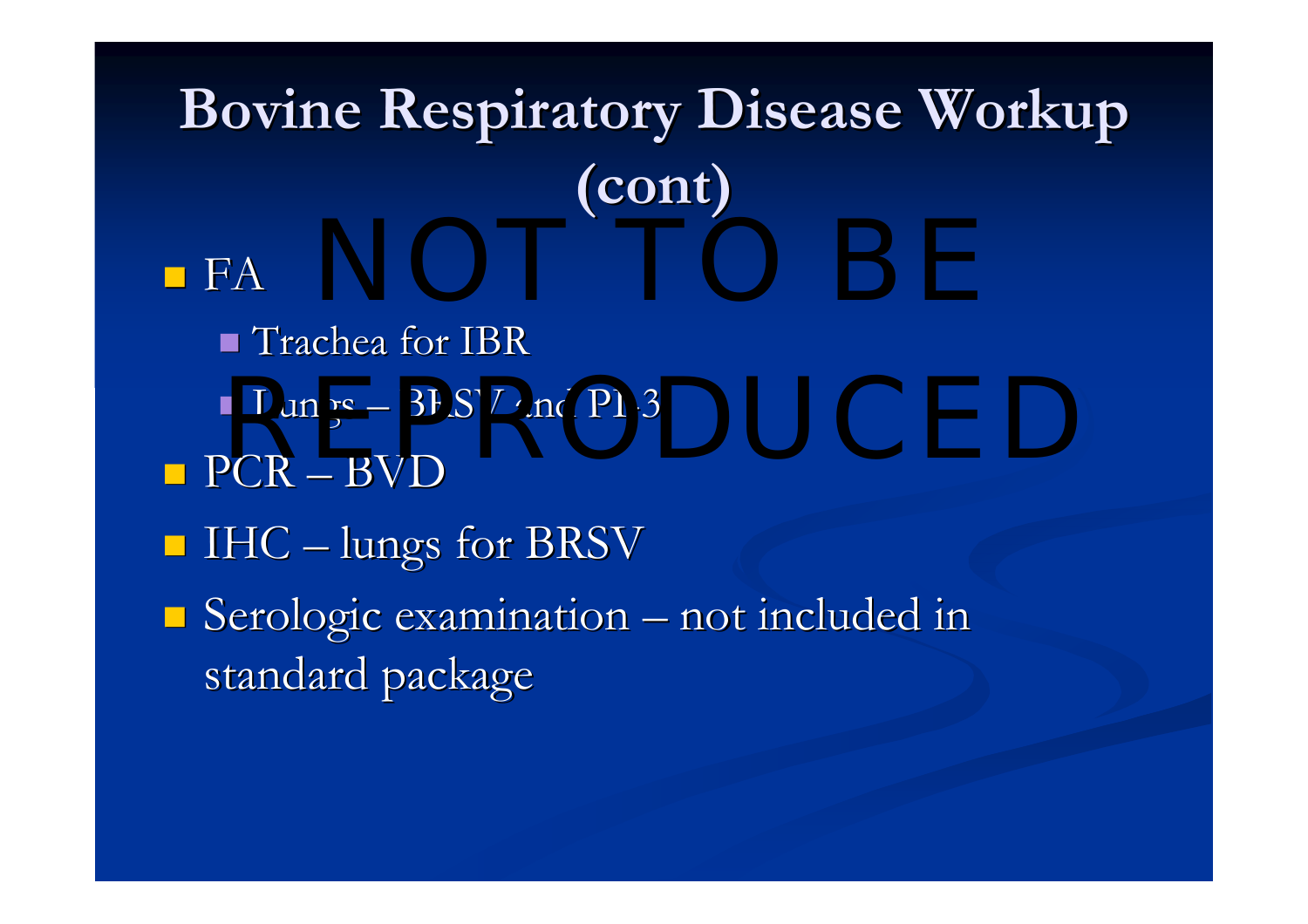# Bovine Respiratory Disease Workup (cont)

- FA
  - Trachea for IBR
  - Lungs – BRSV and PI-3
- PCR – BVD
- IHC – lungs for BRSV
- Serologic examination – not included in standard package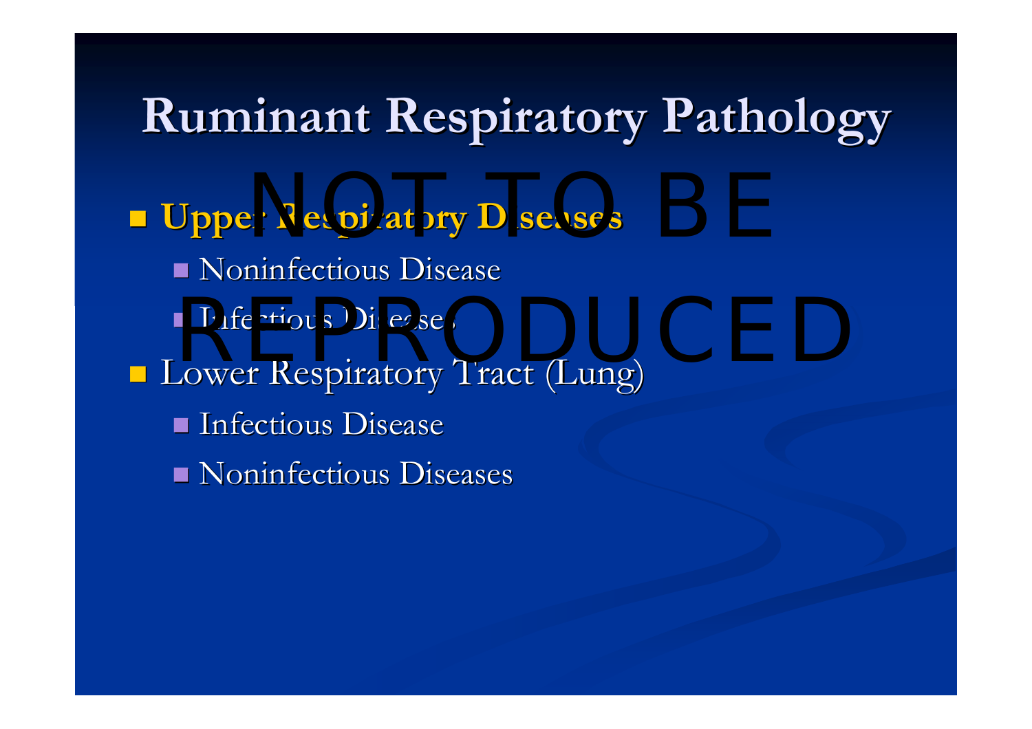# Ruminant Respiratory Pathology

- **Upper Respiratory Diseases**
  - Noninfectious Disease
  - Infectious Diseases
- Lower Respiratory Tract (Lung)
  - Infectious Disease
  - Noninfectious Diseases

NOT TO BE REPRODUCED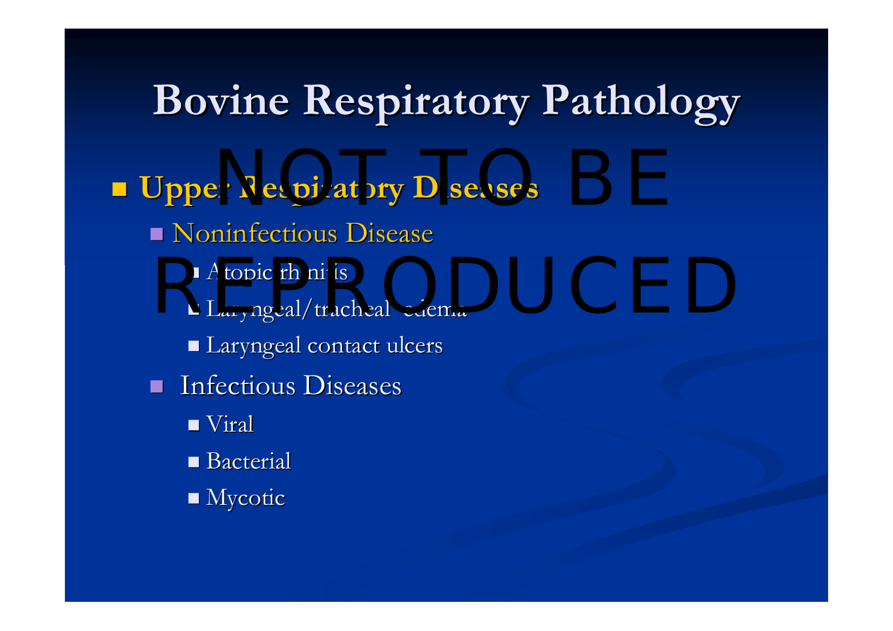# Bovine Respiratory Pathology

NOT TO BE REPRODUCED

- **Upper Respiratory Diseases**
  - Noninfectious Disease
    - Atopic rhinitis
    - Laryngeal/tracheal edema
    - Laryngeal contact ulcers
  - Infectious Diseases
    - Viral
    - Bacterial
    - Mycotic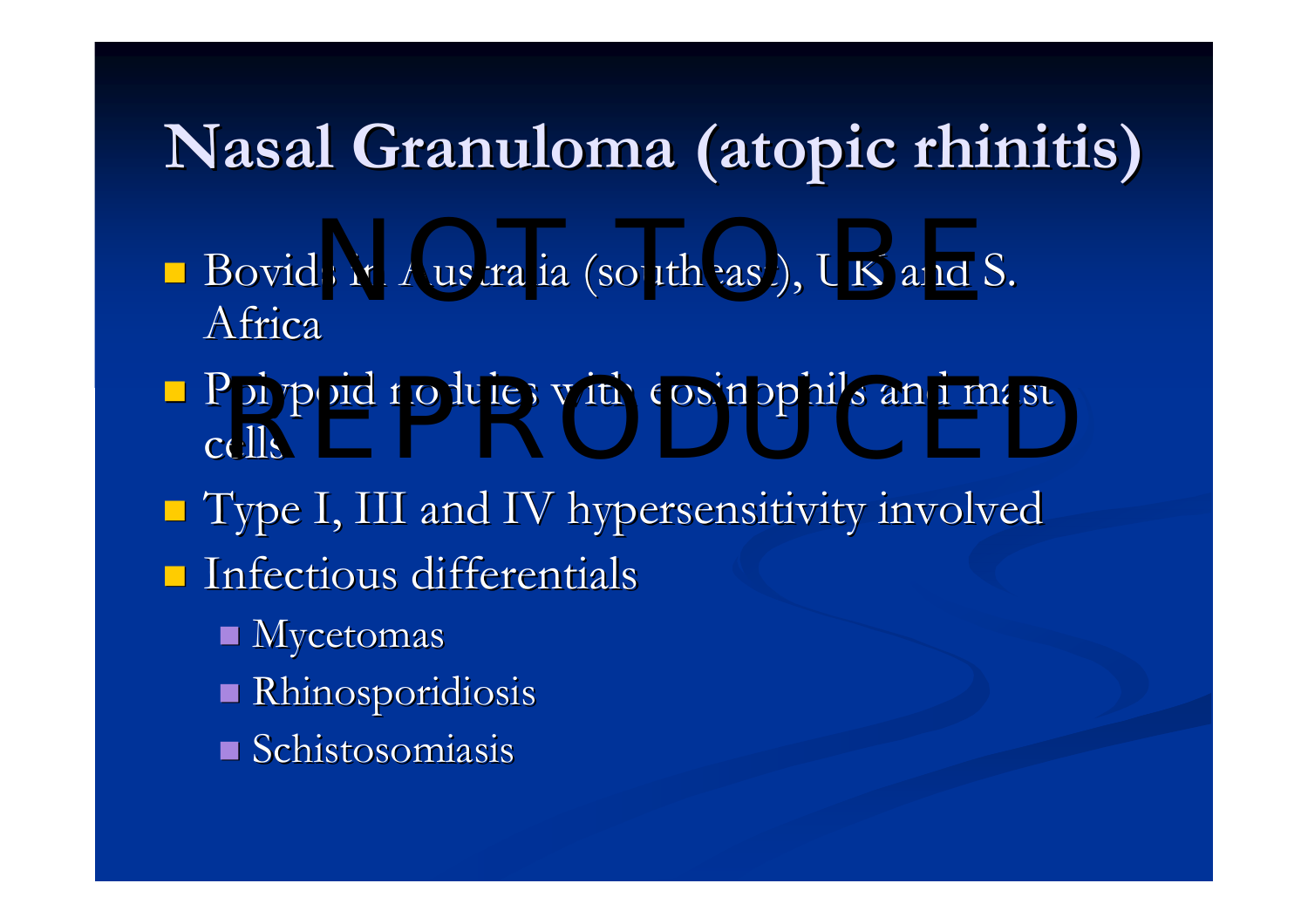# Nasal Granuloma (atopic rhinitis)

- Bovids in Australia (southeast), UK and S. Africa
- Polypoid nodules with eosinophils and mast cells
- Type I, III and IV hypersensitivity involved
- Infectious differentials
  - Mycetomas
  - Rhinosporidiosis
  - Schistosomiasis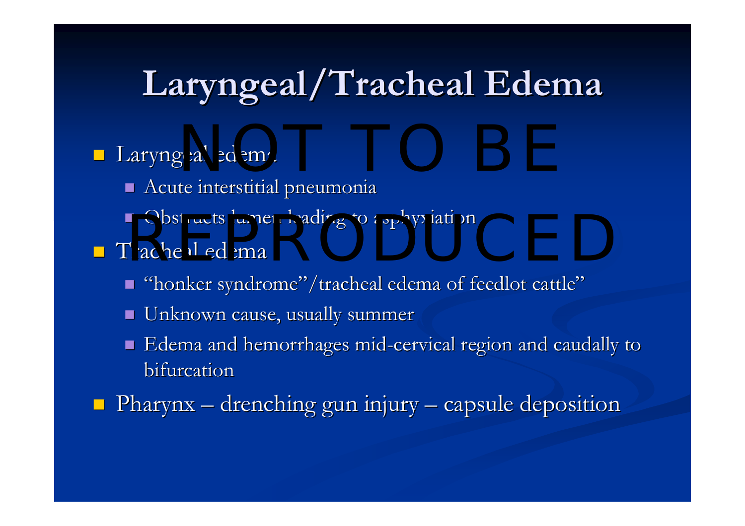# Laryngeal/Tracheal Edema

- Laryngeal edema
  - Acute interstitial pneumonia
  - Obstructs lumen leading to asphyxiation
- Tracheal edema
  - "honker syndrome"/tracheal edema of feedlot cattle"
  - Unknown cause, usually summer
  - Edema and hemorrhages mid-cervical region and caudally to bifurcation
- Pharynx – drenching gun injury – capsule deposition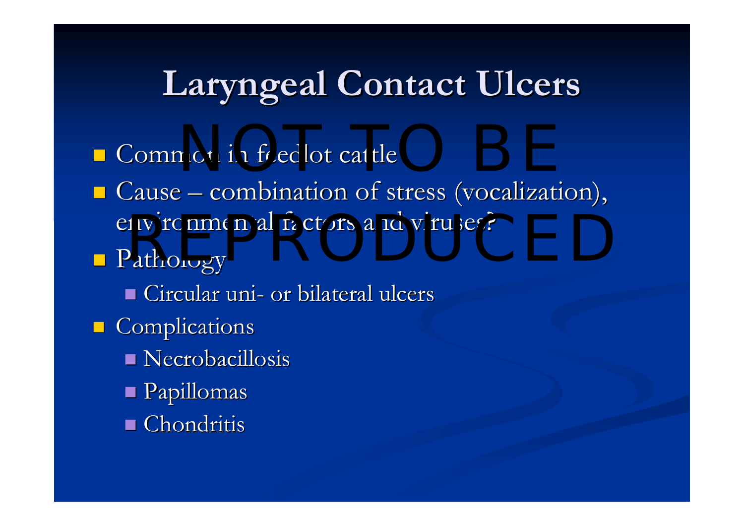# Laryngeal Contact Ulcers

NOT TO BE REPRODUCED

- Common in feedlot cattle
- Cause – combination of stress (vocalization), environmental factors and viruses?
- Pathology
  - Circular uni- or bilateral ulcers
- Complications
  - Necrobacillosis
  - Papillomas
  - Chondritis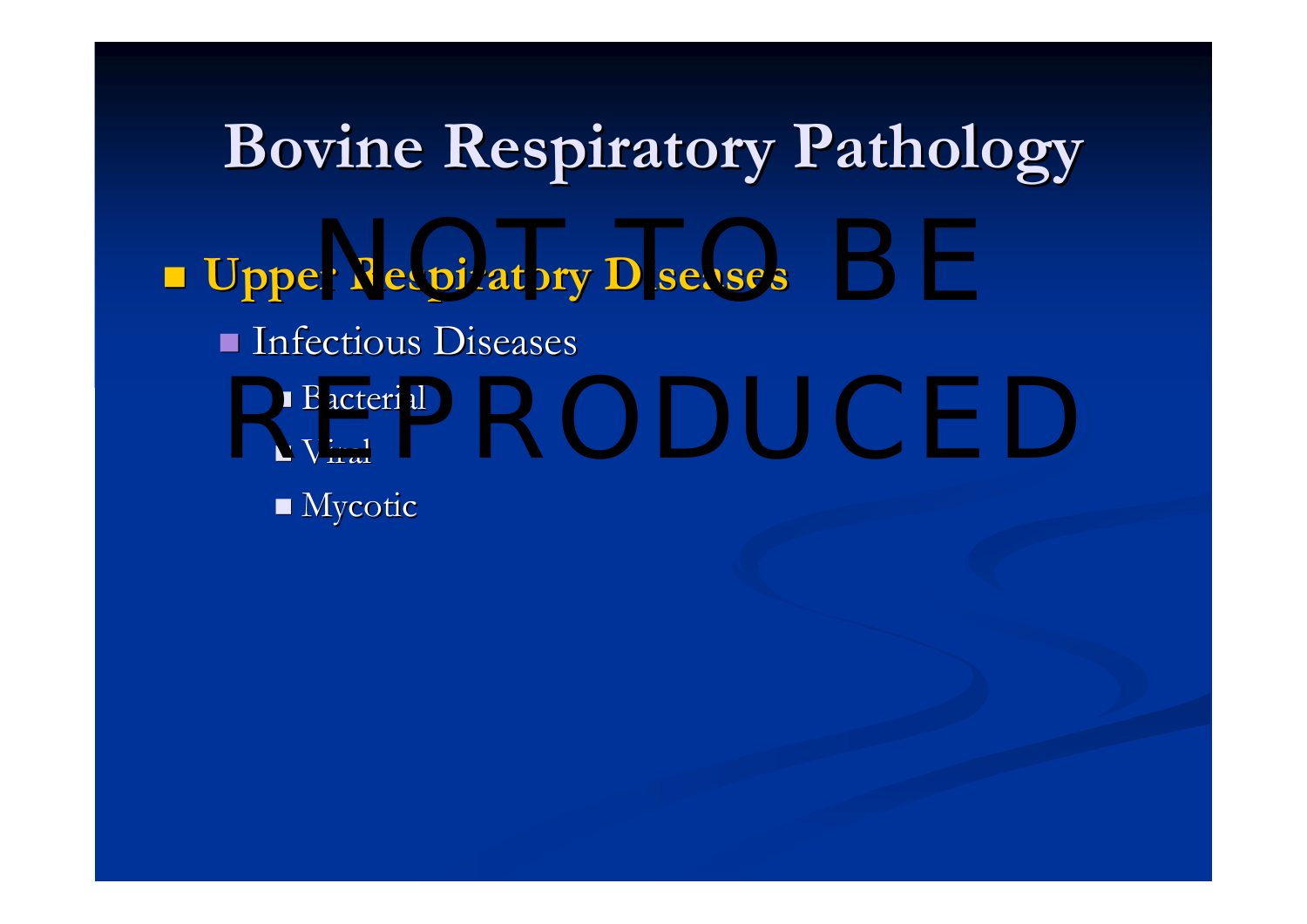# Bovine Respiratory Pathology

NOT TO BE REPRODUCED

- **Upper Respiratory Diseases**
  - Infectious Diseases
    - Bacterial
    - Viral
    - Mycotic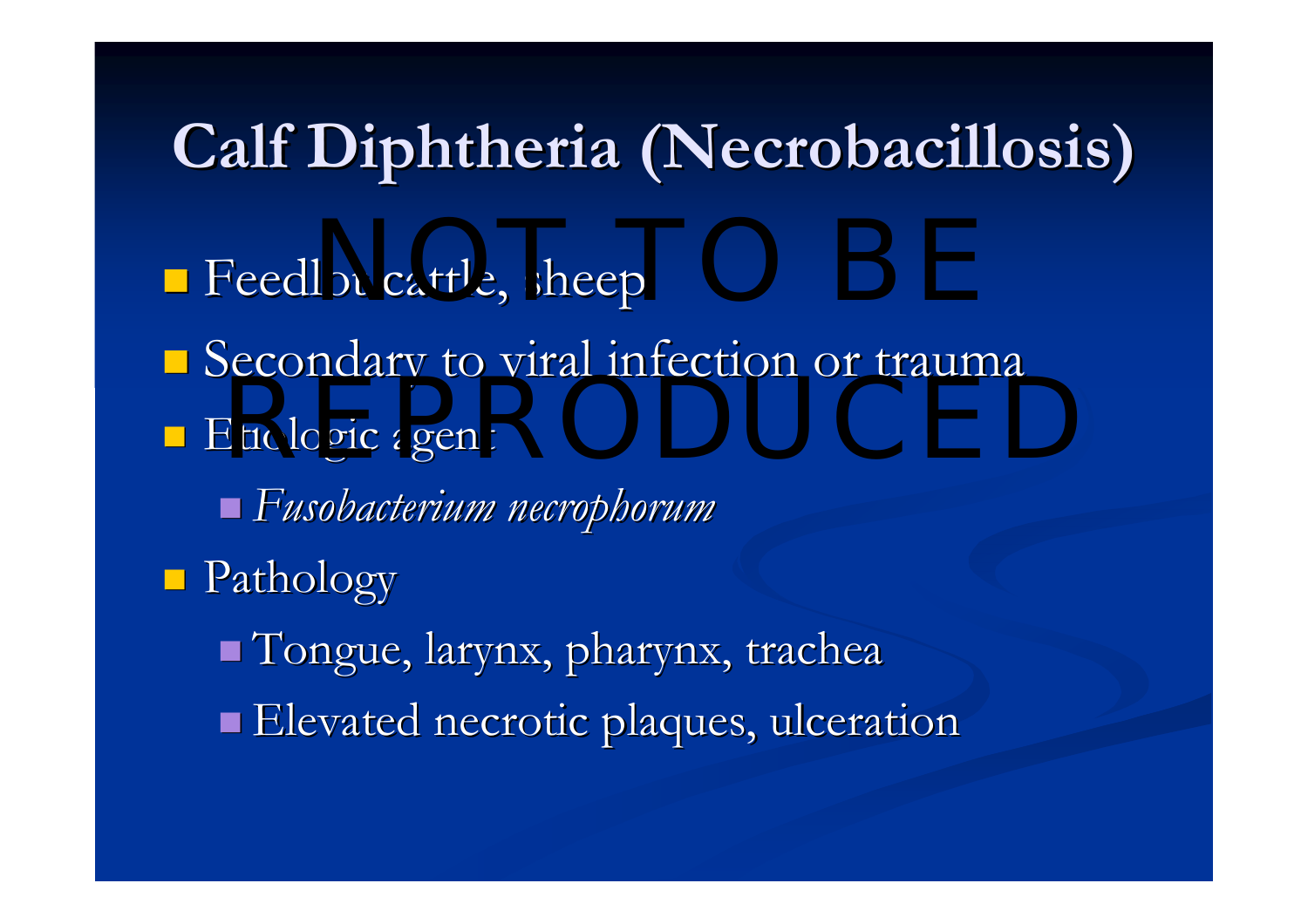# Calf Diphtheria (Necrobacillosis)

- Feedlot cattle, sheep
- Secondary to viral infection or trauma
- Etiologic agent
  - *Fusobacterium necrophorum*
- Pathology
  - Tongue, larynx, pharynx, trachea
  - Elevated necrotic plaques, ulceration